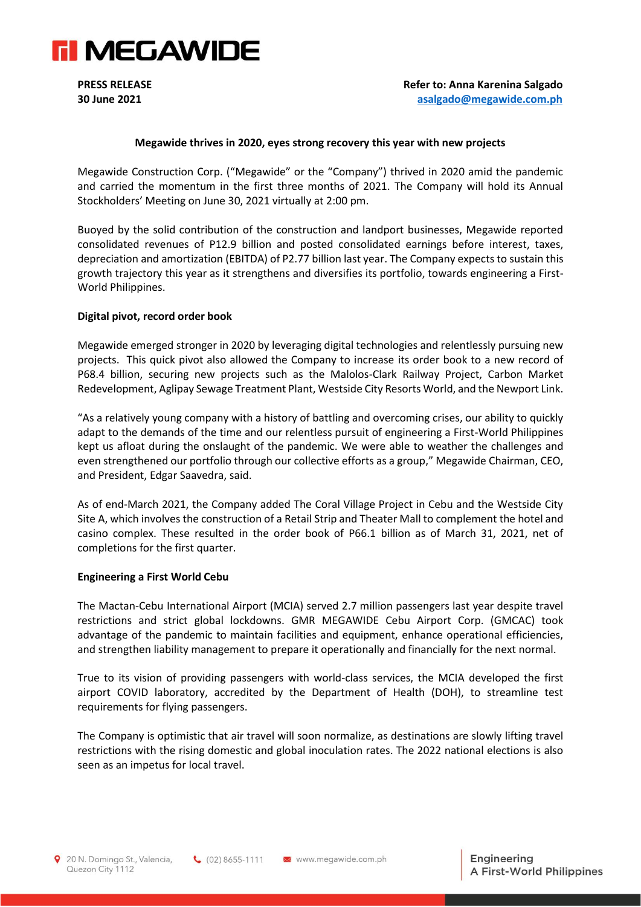**PRESS RELEASE**
**30 June 2021**

**Refer to: Anna Karenina Salgado**
**asalgado@megawide.com.ph**

# Megawide thrives in 2020, eyes strong recovery this year with new projects

Megawide Construction Corp. ("Megawide" or the "Company") thrived in 2020 amid the pandemic and carried the momentum in the first three months of 2021. The Company will hold its Annual Stockholders' Meeting on June 30, 2021 virtually at 2:00 pm.

Buoyed by the solid contribution of the construction and landport businesses, Megawide reported consolidated revenues of P12.9 billion and posted consolidated earnings before interest, taxes, depreciation and amortization (EBITDA) of P2.77 billion last year. The Company expects to sustain this growth trajectory this year as it strengthens and diversifies its portfolio, towards engineering a First-World Philippines.

## Digital pivot, record order book

Megawide emerged stronger in 2020 by leveraging digital technologies and relentlessly pursuing new projects. This quick pivot also allowed the Company to increase its order book to a new record of P68.4 billion, securing new projects such as the Malolos-Clark Railway Project, Carbon Market Redevelopment, Aglipay Sewage Treatment Plant, Westside City Resorts World, and the Newport Link.

"As a relatively young company with a history of battling and overcoming crises, our ability to quickly adapt to the demands of the time and our relentless pursuit of engineering a First-World Philippines kept us afloat during the onslaught of the pandemic. We were able to weather the challenges and even strengthened our portfolio through our collective efforts as a group," Megawide Chairman, CEO, and President, Edgar Saavedra, said.

As of end-March 2021, the Company added The Coral Village Project in Cebu and the Westside City Site A, which involves the construction of a Retail Strip and Theater Mall to complement the hotel and casino complex. These resulted in the order book of P66.1 billion as of March 31, 2021, net of completions for the first quarter.

## Engineering a First World Cebu

The Mactan-Cebu International Airport (MCIA) served 2.7 million passengers last year despite travel restrictions and strict global lockdowns. GMR MEGAWIDE Cebu Airport Corp. (GMCAC) took advantage of the pandemic to maintain facilities and equipment, enhance operational efficiencies, and strengthen liability management to prepare it operationally and financially for the next normal.

True to its vision of providing passengers with world-class services, the MCIA developed the first airport COVID laboratory, accredited by the Department of Health (DOH), to streamline test requirements for flying passengers.

The Company is optimistic that air travel will soon normalize, as destinations are slowly lifting travel restrictions with the rising domestic and global inoculation rates. The 2022 national elections is also seen as an impetus for local travel.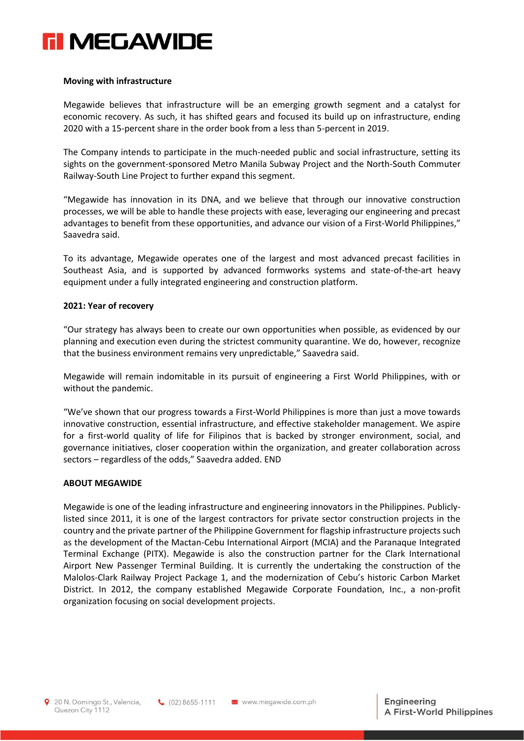**Moving with infrastructure**

Megawide believes that infrastructure will be an emerging growth segment and a catalyst for economic recovery. As such, it has shifted gears and focused its build up on infrastructure, ending 2020 with a 15-percent share in the order book from a less than 5-percent in 2019.

The Company intends to participate in the much-needed public and social infrastructure, setting its sights on the government-sponsored Metro Manila Subway Project and the North-South Commuter Railway-South Line Project to further expand this segment.

"Megawide has innovation in its DNA, and we believe that through our innovative construction processes, we will be able to handle these projects with ease, leveraging our engineering and precast advantages to benefit from these opportunities, and advance our vision of a First-World Philippines," Saavedra said.

To its advantage, Megawide operates one of the largest and most advanced precast facilities in Southeast Asia, and is supported by advanced formworks systems and state-of-the-art heavy equipment under a fully integrated engineering and construction platform.

**2021: Year of recovery**

"Our strategy has always been to create our own opportunities when possible, as evidenced by our planning and execution even during the strictest community quarantine. We do, however, recognize that the business environment remains very unpredictable," Saavedra said.

Megawide will remain indomitable in its pursuit of engineering a First World Philippines, with or without the pandemic.

"We've shown that our progress towards a First-World Philippines is more than just a move towards innovative construction, essential infrastructure, and effective stakeholder management. We aspire for a first-world quality of life for Filipinos that is backed by stronger environment, social, and governance initiatives, closer cooperation within the organization, and greater collaboration across sectors – regardless of the odds," Saavedra added. END

**ABOUT MEGAWIDE**

Megawide is one of the leading infrastructure and engineering innovators in the Philippines. Publicly-listed since 2011, it is one of the largest contractors for private sector construction projects in the country and the private partner of the Philippine Government for flagship infrastructure projects such as the development of the Mactan-Cebu International Airport (MCIA) and the Paranaque Integrated Terminal Exchange (PITX). Megawide is also the construction partner for the Clark International Airport New Passenger Terminal Building. It is currently the undertaking the construction of the Malolos-Clark Railway Project Package 1, and the modernization of Cebu's historic Carbon Market District. In 2012, the company established Megawide Corporate Foundation, Inc., a non-profit organization focusing on social development projects.